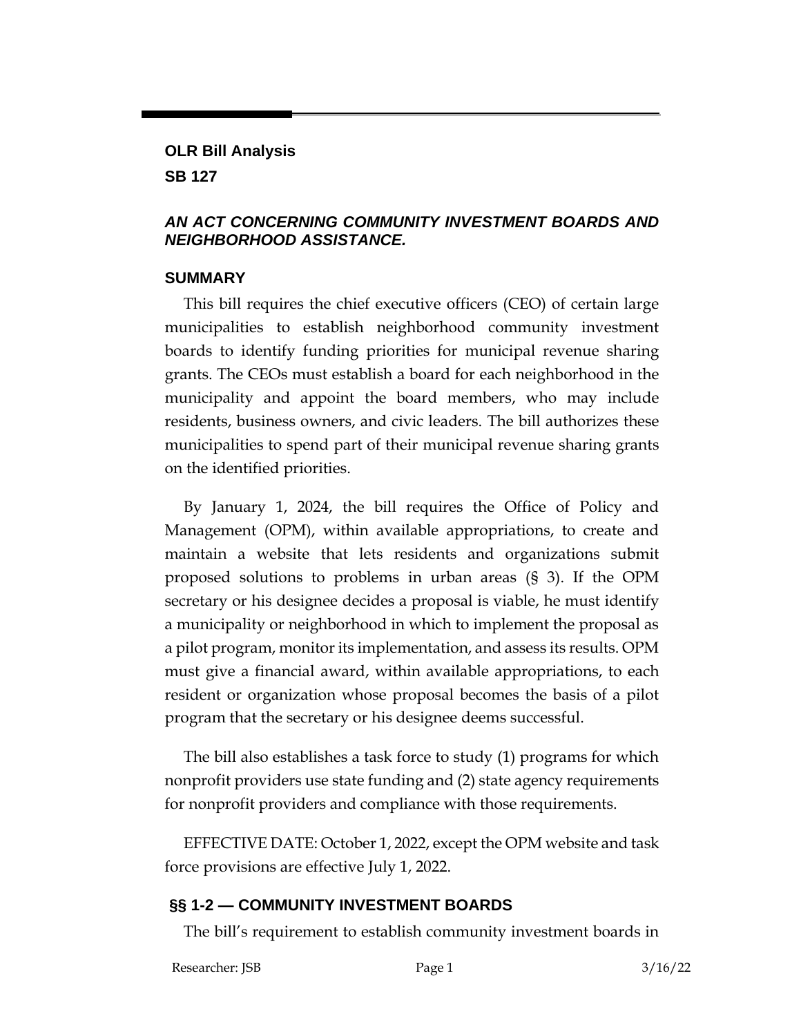**OLR Bill Analysis**

**SB 127**

## *AN ACT CONCERNING COMMUNITY INVESTMENT BOARDS AND NEIGHBORHOOD ASSISTANCE.*

## SUMMARY

This bill requires the chief executive officers (CEO) of certain large municipalities to establish neighborhood community investment boards to identify funding priorities for municipal revenue sharing grants. The CEOs must establish a board for each neighborhood in the municipality and appoint the board members, who may include residents, business owners, and civic leaders. The bill authorizes these municipalities to spend part of their municipal revenue sharing grants on the identified priorities.

By January 1, 2024, the bill requires the Office of Policy and Management (OPM), within available appropriations, to create and maintain a website that lets residents and organizations submit proposed solutions to problems in urban areas (§ 3). If the OPM secretary or his designee decides a proposal is viable, he must identify a municipality or neighborhood in which to implement the proposal as a pilot program, monitor its implementation, and assess its results. OPM must give a financial award, within available appropriations, to each resident or organization whose proposal becomes the basis of a pilot program that the secretary or his designee deems successful.

The bill also establishes a task force to study (1) programs for which nonprofit providers use state funding and (2) state agency requirements for nonprofit providers and compliance with those requirements.

EFFECTIVE DATE: October 1, 2022, except the OPM website and task force provisions are effective July 1, 2022.

## §§ 1-2 — COMMUNITY INVESTMENT BOARDS

The bill's requirement to establish community investment boards in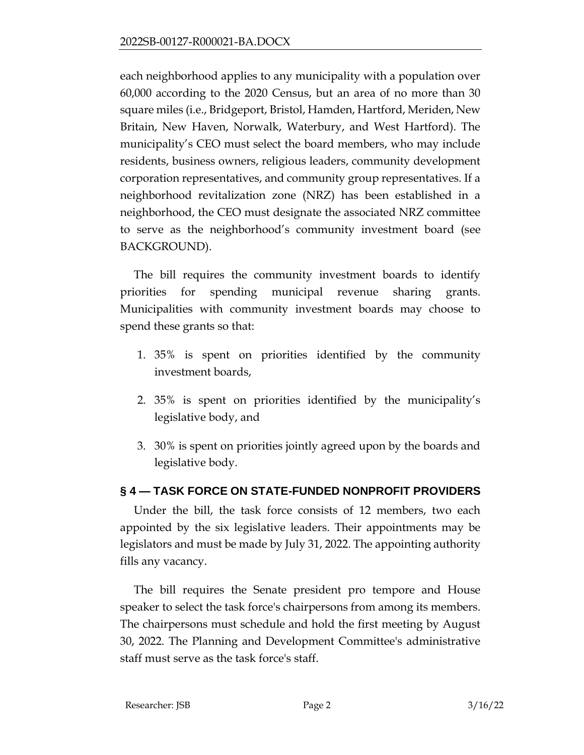each neighborhood applies to any municipality with a population over 60,000 according to the 2020 Census, but an area of no more than 30 square miles (i.e., Bridgeport, Bristol, Hamden, Hartford, Meriden, New Britain, New Haven, Norwalk, Waterbury, and West Hartford). The municipality's CEO must select the board members, who may include residents, business owners, religious leaders, community development corporation representatives, and community group representatives. If a neighborhood revitalization zone (NRZ) has been established in a neighborhood, the CEO must designate the associated NRZ committee to serve as the neighborhood's community investment board (see BACKGROUND).

The bill requires the community investment boards to identify priorities for spending municipal revenue sharing grants. Municipalities with community investment boards may choose to spend these grants so that:

1. 35% is spent on priorities identified by the community investment boards,
2. 35% is spent on priorities identified by the municipality's legislative body, and
3. 30% is spent on priorities jointly agreed upon by the boards and legislative body.

## § 4 — TASK FORCE ON STATE-FUNDED NONPROFIT PROVIDERS

Under the bill, the task force consists of 12 members, two each appointed by the six legislative leaders. Their appointments may be legislators and must be made by July 31, 2022. The appointing authority fills any vacancy.

The bill requires the Senate president pro tempore and House speaker to select the task force's chairpersons from among its members. The chairpersons must schedule and hold the first meeting by August 30, 2022. The Planning and Development Committee's administrative staff must serve as the task force's staff.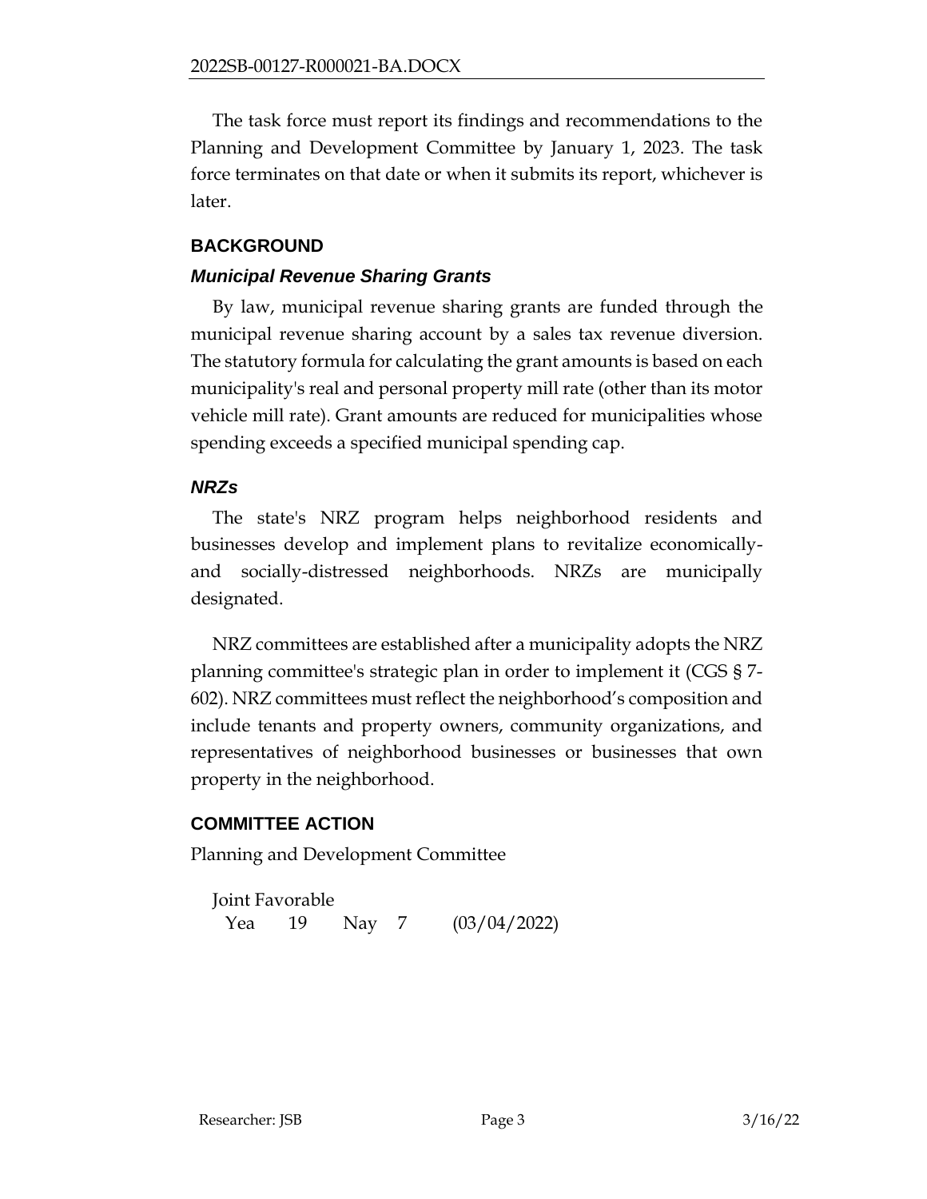The task force must report its findings and recommendations to the Planning and Development Committee by January 1, 2023. The task force terminates on that date or when it submits its report, whichever is later.

## BACKGROUND

### *Municipal Revenue Sharing Grants*

By law, municipal revenue sharing grants are funded through the municipal revenue sharing account by a sales tax revenue diversion. The statutory formula for calculating the grant amounts is based on each municipality's real and personal property mill rate (other than its motor vehicle mill rate). Grant amounts are reduced for municipalities whose spending exceeds a specified municipal spending cap.

### *NRZs*

The state's NRZ program helps neighborhood residents and businesses develop and implement plans to revitalize economically- and socially-distressed neighborhoods. NRZs are municipally designated.

NRZ committees are established after a municipality adopts the NRZ planning committee's strategic plan in order to implement it (CGS § 7-602). NRZ committees must reflect the neighborhood's composition and include tenants and property owners, community organizations, and representatives of neighborhood businesses or businesses that own property in the neighborhood.

## COMMITTEE ACTION

Planning and Development Committee

Joint Favorable
Yea 19 Nay 7 (03/04/2022)